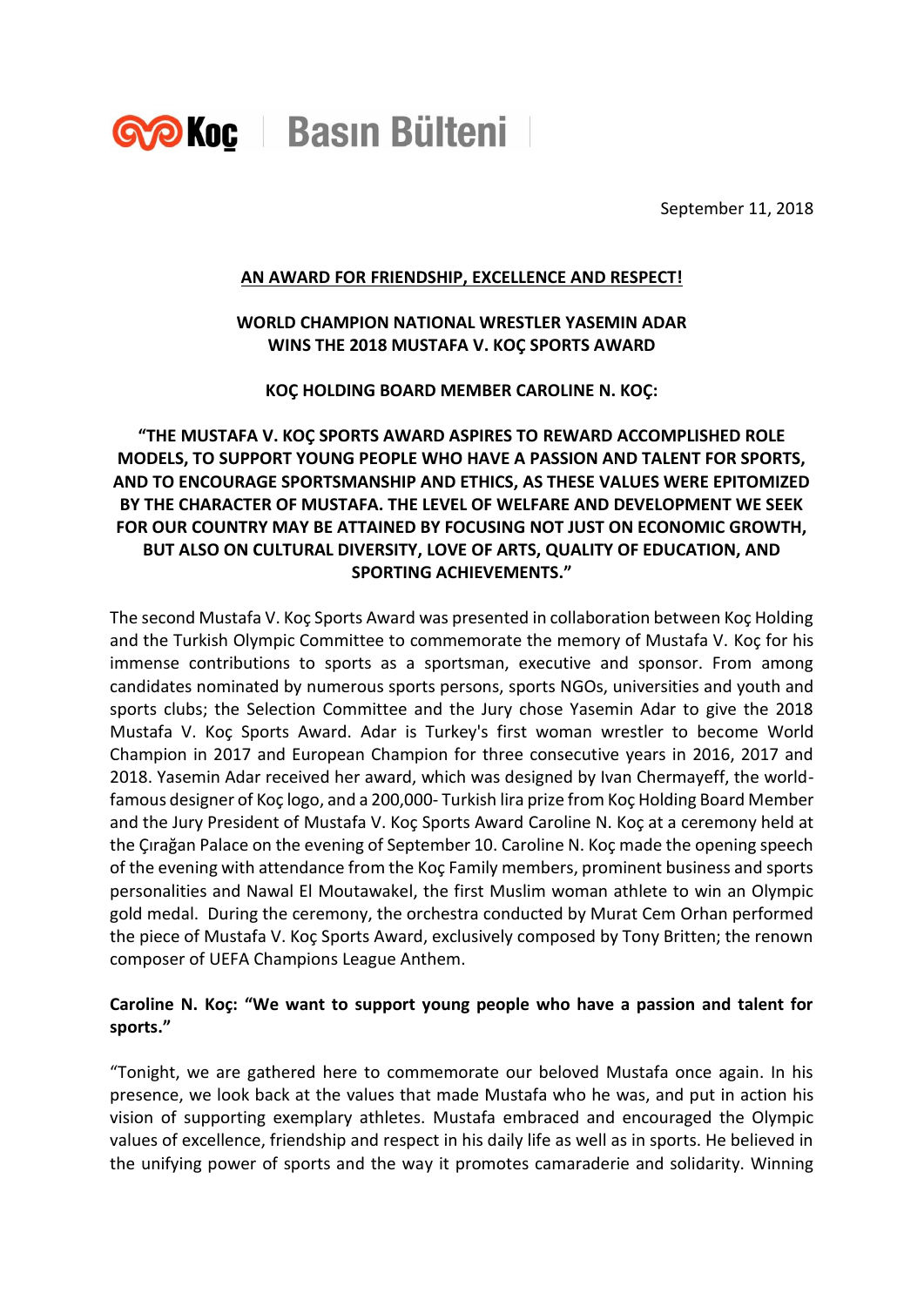Koç | Basın Bülteni

September 11, 2018

**<u>AN AWARD FOR FRIENDSHIP, EXCELLENCE AND RESPECT!</u>**

**WORLD CHAMPION NATIONAL WRESTLER YASEMIN ADAR WINS THE 2018 MUSTAFA V. KOÇ SPORTS AWARD**

**KOÇ HOLDING BOARD MEMBER CAROLINE N. KOÇ:**

**"THE MUSTAFA V. KOÇ SPORTS AWARD ASPIRES TO REWARD ACCOMPLISHED ROLE MODELS, TO SUPPORT YOUNG PEOPLE WHO HAVE A PASSION AND TALENT FOR SPORTS, AND TO ENCOURAGE SPORTSMANSHIP AND ETHICS, AS THESE VALUES WERE EPITOMIZED BY THE CHARACTER OF MUSTAFA. THE LEVEL OF WELFARE AND DEVELOPMENT WE SEEK FOR OUR COUNTRY MAY BE ATTAINED BY FOCUSING NOT JUST ON ECONOMIC GROWTH, BUT ALSO ON CULTURAL DIVERSITY, LOVE OF ARTS, QUALITY OF EDUCATION, AND SPORTING ACHIEVEMENTS."**

The second Mustafa V. Koç Sports Award was presented in collaboration between Koç Holding and the Turkish Olympic Committee to commemorate the memory of Mustafa V. Koç for his immense contributions to sports as a sportsman, executive and sponsor. From among candidates nominated by numerous sports persons, sports NGOs, universities and youth and sports clubs; the Selection Committee and the Jury chose Yasemin Adar to give the 2018 Mustafa V. Koç Sports Award. Adar is Turkey's first woman wrestler to become World Champion in 2017 and European Champion for three consecutive years in 2016, 2017 and 2018. Yasemin Adar received her award, which was designed by Ivan Chermayeff, the world-famous designer of Koç logo, and a 200,000- Turkish lira prize from Koç Holding Board Member and the Jury President of Mustafa V. Koç Sports Award Caroline N. Koç at a ceremony held at the Çırağan Palace on the evening of September 10. Caroline N. Koç made the opening speech of the evening with attendance from the Koç Family members, prominent business and sports personalities and Nawal El Moutawakel, the first Muslim woman athlete to win an Olympic gold medal. During the ceremony, the orchestra conducted by Murat Cem Orhan performed the piece of Mustafa V. Koç Sports Award, exclusively composed by Tony Britten; the renown composer of UEFA Champions League Anthem.

**Caroline N. Koç: "We want to support young people who have a passion and talent for sports."**

"Tonight, we are gathered here to commemorate our beloved Mustafa once again. In his presence, we look back at the values that made Mustafa who he was, and put in action his vision of supporting exemplary athletes. Mustafa embraced and encouraged the Olympic values of excellence, friendship and respect in his daily life as well as in sports. He believed in the unifying power of sports and the way it promotes camaraderie and solidarity. Winning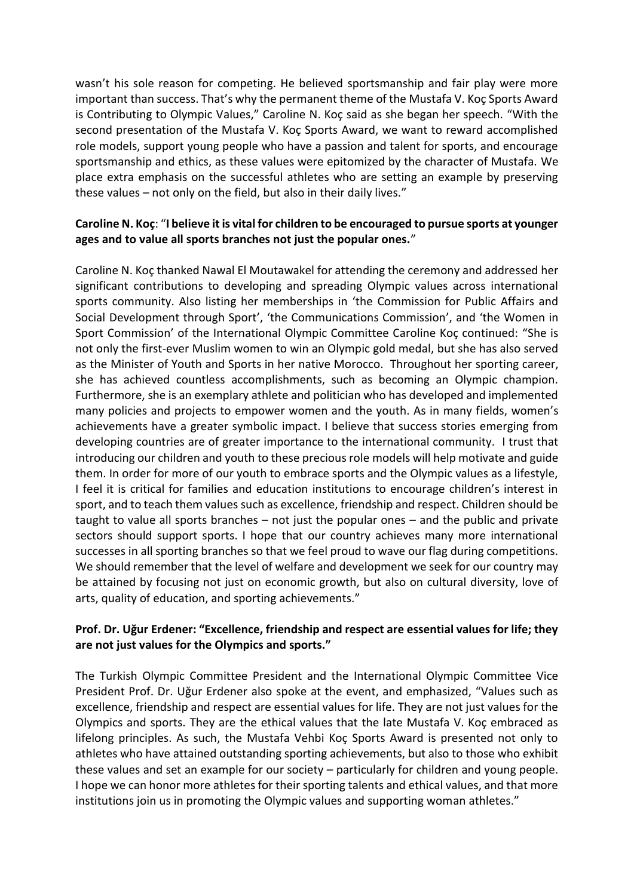wasn't his sole reason for competing. He believed sportsmanship and fair play were more important than success. That's why the permanent theme of the Mustafa V. Koç Sports Award is Contributing to Olympic Values," Caroline N. Koç said as she began her speech. "With the second presentation of the Mustafa V. Koç Sports Award, we want to reward accomplished role models, support young people who have a passion and talent for sports, and encourage sportsmanship and ethics, as these values were epitomized by the character of Mustafa. We place extra emphasis on the successful athletes who are setting an example by preserving these values – not only on the field, but also in their daily lives."

**Caroline N. Koç**: "**I believe it is vital for children to be encouraged to pursue sports at younger ages and to value all sports branches not just the popular ones.**"

Caroline N. Koç thanked Nawal El Moutawakel for attending the ceremony and addressed her significant contributions to developing and spreading Olympic values across international sports community. Also listing her memberships in 'the Commission for Public Affairs and Social Development through Sport', 'the Communications Commission', and 'the Women in Sport Commission' of the International Olympic Committee Caroline Koç continued: "She is not only the first-ever Muslim women to win an Olympic gold medal, but she has also served as the Minister of Youth and Sports in her native Morocco. Throughout her sporting career, she has achieved countless accomplishments, such as becoming an Olympic champion. Furthermore, she is an exemplary athlete and politician who has developed and implemented many policies and projects to empower women and the youth. As in many fields, women's achievements have a greater symbolic impact. I believe that success stories emerging from developing countries are of greater importance to the international community. I trust that introducing our children and youth to these precious role models will help motivate and guide them. In order for more of our youth to embrace sports and the Olympic values as a lifestyle, I feel it is critical for families and education institutions to encourage children's interest in sport, and to teach them values such as excellence, friendship and respect. Children should be taught to value all sports branches – not just the popular ones – and the public and private sectors should support sports. I hope that our country achieves many more international successes in all sporting branches so that we feel proud to wave our flag during competitions. We should remember that the level of welfare and development we seek for our country may be attained by focusing not just on economic growth, but also on cultural diversity, love of arts, quality of education, and sporting achievements."

**Prof. Dr. Uğur Erdener: "Excellence, friendship and respect are essential values for life; they are not just values for the Olympics and sports."**

The Turkish Olympic Committee President and the International Olympic Committee Vice President Prof. Dr. Uğur Erdener also spoke at the event, and emphasized, "Values such as excellence, friendship and respect are essential values for life. They are not just values for the Olympics and sports. They are the ethical values that the late Mustafa V. Koç embraced as lifelong principles. As such, the Mustafa Vehbi Koç Sports Award is presented not only to athletes who have attained outstanding sporting achievements, but also to those who exhibit these values and set an example for our society – particularly for children and young people. I hope we can honor more athletes for their sporting talents and ethical values, and that more institutions join us in promoting the Olympic values and supporting woman athletes."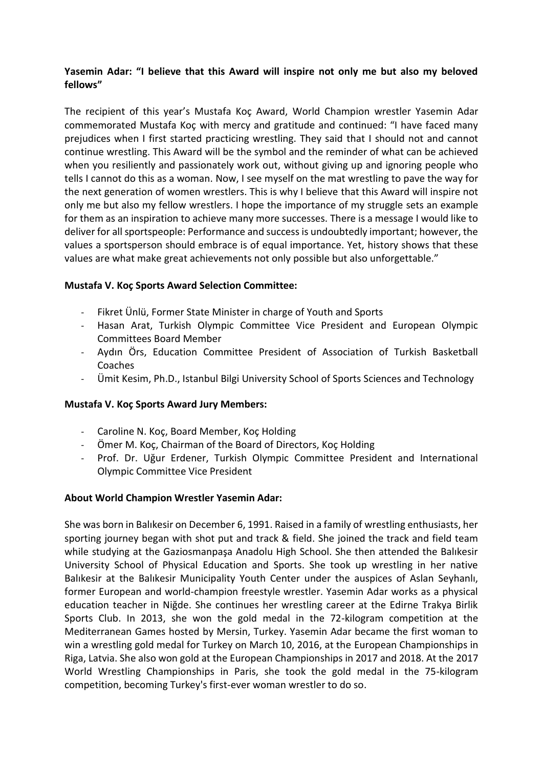**Yasemin Adar: "I believe that this Award will inspire not only me but also my beloved fellows"**

The recipient of this year's Mustafa Koç Award, World Champion wrestler Yasemin Adar commemorated Mustafa Koç with mercy and gratitude and continued: "I have faced many prejudices when I first started practicing wrestling. They said that I should not and cannot continue wrestling. This Award will be the symbol and the reminder of what can be achieved when you resiliently and passionately work out, without giving up and ignoring people who tells I cannot do this as a woman. Now, I see myself on the mat wrestling to pave the way for the next generation of women wrestlers. This is why I believe that this Award will inspire not only me but also my fellow wrestlers. I hope the importance of my struggle sets an example for them as an inspiration to achieve many more successes. There is a message I would like to deliver for all sportspeople: Performance and success is undoubtedly important; however, the values a sportsperson should embrace is of equal importance. Yet, history shows that these values are what make great achievements not only possible but also unforgettable."

**Mustafa V. Koç Sports Award Selection Committee:**

- Fikret Ünlü, Former State Minister in charge of Youth and Sports
- Hasan Arat, Turkish Olympic Committee Vice President and European Olympic Committees Board Member
- Aydın Örs, Education Committee President of Association of Turkish Basketball Coaches
- Ümit Kesim, Ph.D., Istanbul Bilgi University School of Sports Sciences and Technology

**Mustafa V. Koç Sports Award Jury Members:**

- Caroline N. Koç, Board Member, Koç Holding
- Ömer M. Koç, Chairman of the Board of Directors, Koç Holding
- Prof. Dr. Uğur Erdener, Turkish Olympic Committee President and International Olympic Committee Vice President

**About World Champion Wrestler Yasemin Adar:**

She was born in Balıkesir on December 6, 1991. Raised in a family of wrestling enthusiasts, her sporting journey began with shot put and track & field. She joined the track and field team while studying at the Gaziosmanpaşa Anadolu High School. She then attended the Balıkesir University School of Physical Education and Sports. She took up wrestling in her native Balıkesir at the Balıkesir Municipality Youth Center under the auspices of Aslan Seyhanlı, former European and world-champion freestyle wrestler. Yasemin Adar works as a physical education teacher in Niğde. She continues her wrestling career at the Edirne Trakya Birlik Sports Club. In 2013, she won the gold medal in the 72-kilogram competition at the Mediterranean Games hosted by Mersin, Turkey. Yasemin Adar became the first woman to win a wrestling gold medal for Turkey on March 10, 2016, at the European Championships in Riga, Latvia. She also won gold at the European Championships in 2017 and 2018. At the 2017 World Wrestling Championships in Paris, she took the gold medal in the 75-kilogram competition, becoming Turkey's first-ever woman wrestler to do so.